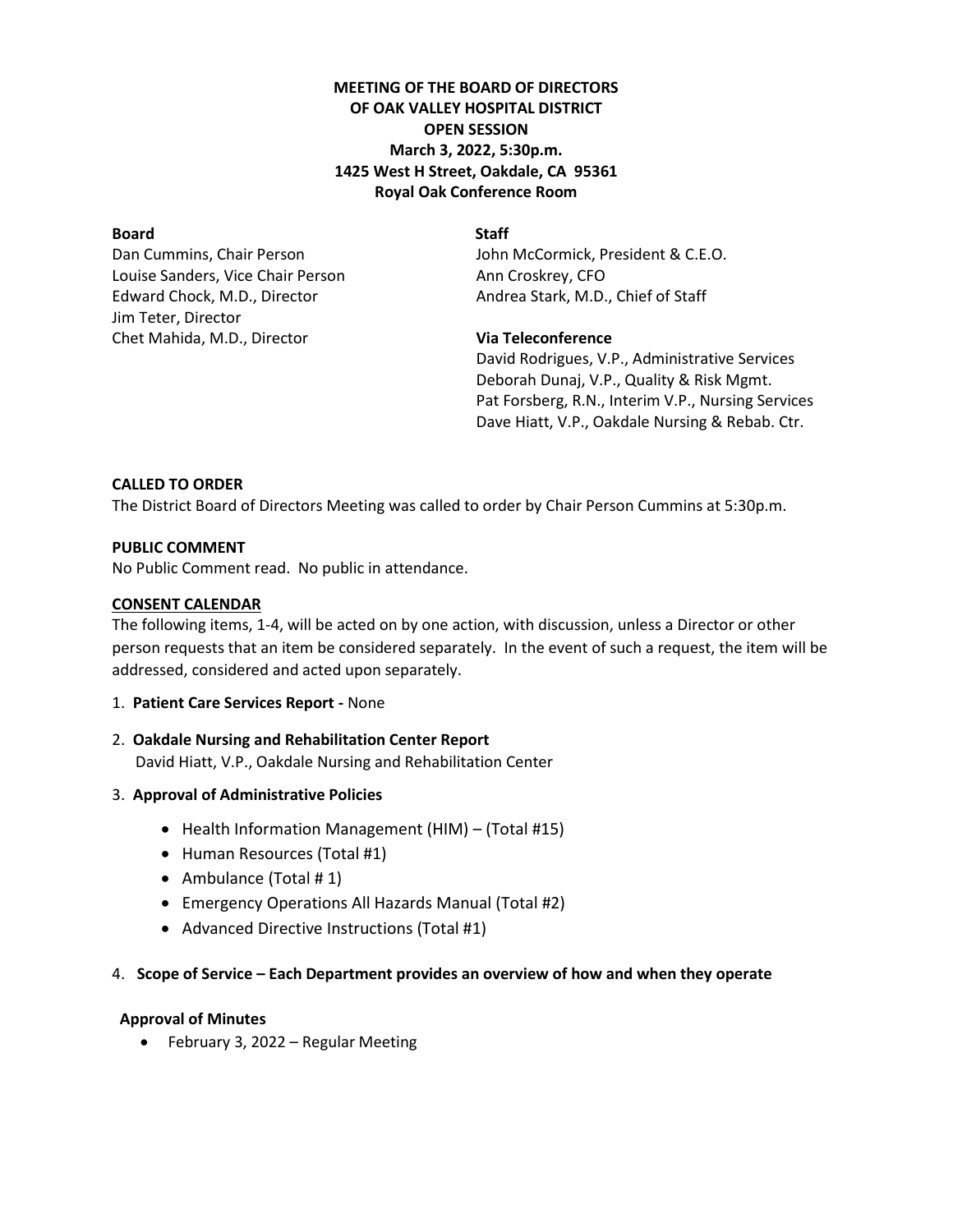**MEETING OF THE BOARD OF DIRECTORS**
**OF OAK VALLEY HOSPITAL DISTRICT**
**OPEN SESSION**
**March 3, 2022, 5:30p.m.**
**1425 West H Street, Oakdale, CA 95361**
**Royal Oak Conference Room**

**Board**

Dan Cummins, Chair Person
Louise Sanders, Vice Chair Person
Edward Chock, M.D., Director
Jim Teter, Director
Chet Mahida, M.D., Director

**Staff**

John McCormick, President & C.E.O.
Ann Croskrey, CFO
Andrea Stark, M.D., Chief of Staff

**Via Teleconference**

David Rodrigues, V.P., Administrative Services
Deborah Dunaj, V.P., Quality & Risk Mgmt.
Pat Forsberg, R.N., Interim V.P., Nursing Services
Dave Hiatt, V.P., Oakdale Nursing & Rehab. Ctr.

**CALLED TO ORDER**

The District Board of Directors Meeting was called to order by Chair Person Cummins at 5:30p.m.

**PUBLIC COMMENT**

No Public Comment read. No public in attendance.

**CONSENT CALENDAR**

The following items, 1-4, will be acted on by one action, with discussion, unless a Director or other person requests that an item be considered separately. In the event of such a request, the item will be addressed, considered and acted upon separately.

1. **Patient Care Services Report -** None
2. **Oakdale Nursing and Rehabilitation Center Report**
   David Hiatt, V.P., Oakdale Nursing and Rehabilitation Center
3. **Approval of Administrative Policies**
   - Health Information Management (HIM) – (Total #15)
   - Human Resources (Total #1)
   - Ambulance (Total # 1)
   - Emergency Operations All Hazards Manual (Total #2)
   - Advanced Directive Instructions (Total #1)
4. **Scope of Service – Each Department provides an overview of how and when they operate**

**Approval of Minutes**

- February 3, 2022 – Regular Meeting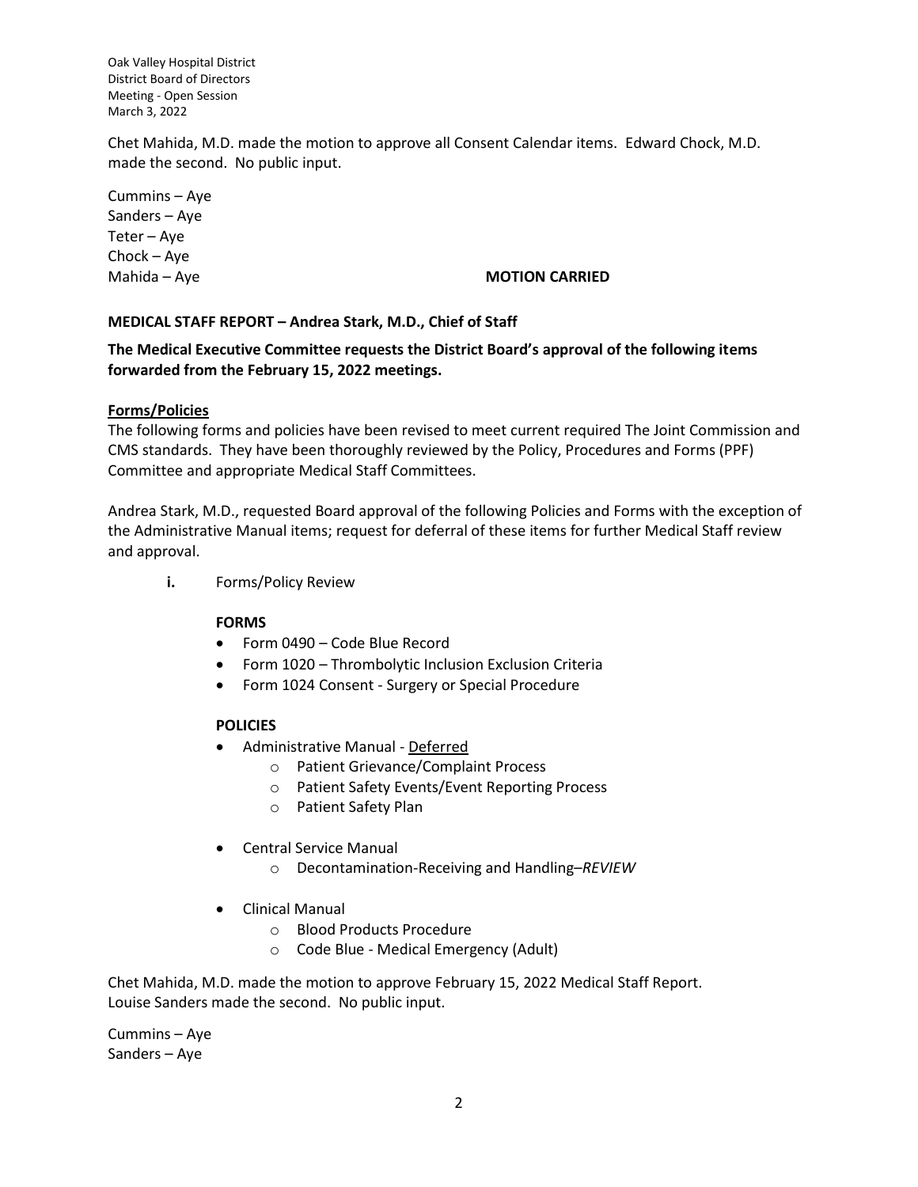Chet Mahida, M.D. made the motion to approve all Consent Calendar items. Edward Chock, M.D. made the second. No public input.

Cummins – Aye
Sanders – Aye
Teter – Aye
Chock – Aye
Mahida – Aye **MOTION CARRIED**

**MEDICAL STAFF REPORT – Andrea Stark, M.D., Chief of Staff**

**The Medical Executive Committee requests the District Board's approval of the following items forwarded from the February 15, 2022 meetings.**

**Forms/Policies**

The following forms and policies have been revised to meet current required The Joint Commission and CMS standards. They have been thoroughly reviewed by the Policy, Procedures and Forms (PPF) Committee and appropriate Medical Staff Committees.

Andrea Stark, M.D., requested Board approval of the following Policies and Forms with the exception of the Administrative Manual items; request for deferral of these items for further Medical Staff review and approval.

**i.** Forms/Policy Review

**FORMS**

- Form 0490 – Code Blue Record
- Form 1020 – Thrombolytic Inclusion Exclusion Criteria
- Form 1024 Consent - Surgery or Special Procedure

**POLICIES**

- Administrative Manual - Deferred
  - Patient Grievance/Complaint Process
  - Patient Safety Events/Event Reporting Process
  - Patient Safety Plan
- Central Service Manual
  - Decontamination-Receiving and Handling–*REVIEW*
- Clinical Manual
  - Blood Products Procedure
  - Code Blue - Medical Emergency (Adult)

Chet Mahida, M.D. made the motion to approve February 15, 2022 Medical Staff Report. Louise Sanders made the second. No public input.

Cummins – Aye
Sanders – Aye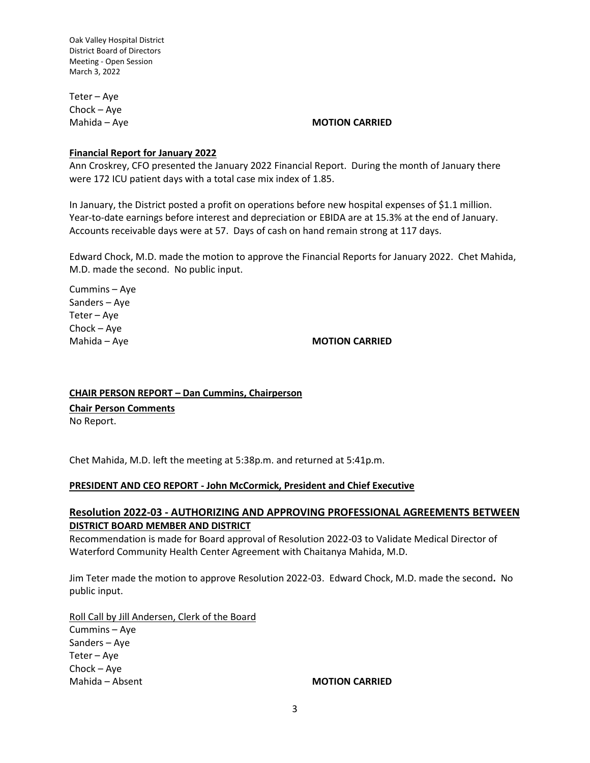Teter – Aye
Chock – Aye
Mahida – Aye **MOTION CARRIED**

**Financial Report for January 2022**

Ann Croskrey, CFO presented the January 2022 Financial Report. During the month of January there were 172 ICU patient days with a total case mix index of 1.85.

In January, the District posted a profit on operations before new hospital expenses of $1.1 million. Year-to-date earnings before interest and depreciation or EBIDA are at 15.3% at the end of January. Accounts receivable days were at 57. Days of cash on hand remain strong at 117 days.

Edward Chock, M.D. made the motion to approve the Financial Reports for January 2022. Chet Mahida, M.D. made the second. No public input.

Cummins – Aye
Sanders – Aye
Teter – Aye
Chock – Aye
Mahida – Aye **MOTION CARRIED**

**CHAIR PERSON REPORT – Dan Cummins, Chairperson**

**Chair Person Comments**

No Report.

Chet Mahida, M.D. left the meeting at 5:38p.m. and returned at 5:41p.m.

**PRESIDENT AND CEO REPORT - John McCormick, President and Chief Executive**

## Resolution 2022-03 - AUTHORIZING AND APPROVING PROFESSIONAL AGREEMENTS BETWEEN DISTRICT BOARD MEMBER AND DISTRICT

Recommendation is made for Board approval of Resolution 2022-03 to Validate Medical Director of Waterford Community Health Center Agreement with Chaitanya Mahida, M.D.

Jim Teter made the motion to approve Resolution 2022-03. Edward Chock, M.D. made the second**.** No public input.

Roll Call by Jill Andersen, Clerk of the Board

Cummins – Aye
Sanders – Aye
Teter – Aye
Chock – Aye
Mahida – Absent **MOTION CARRIED**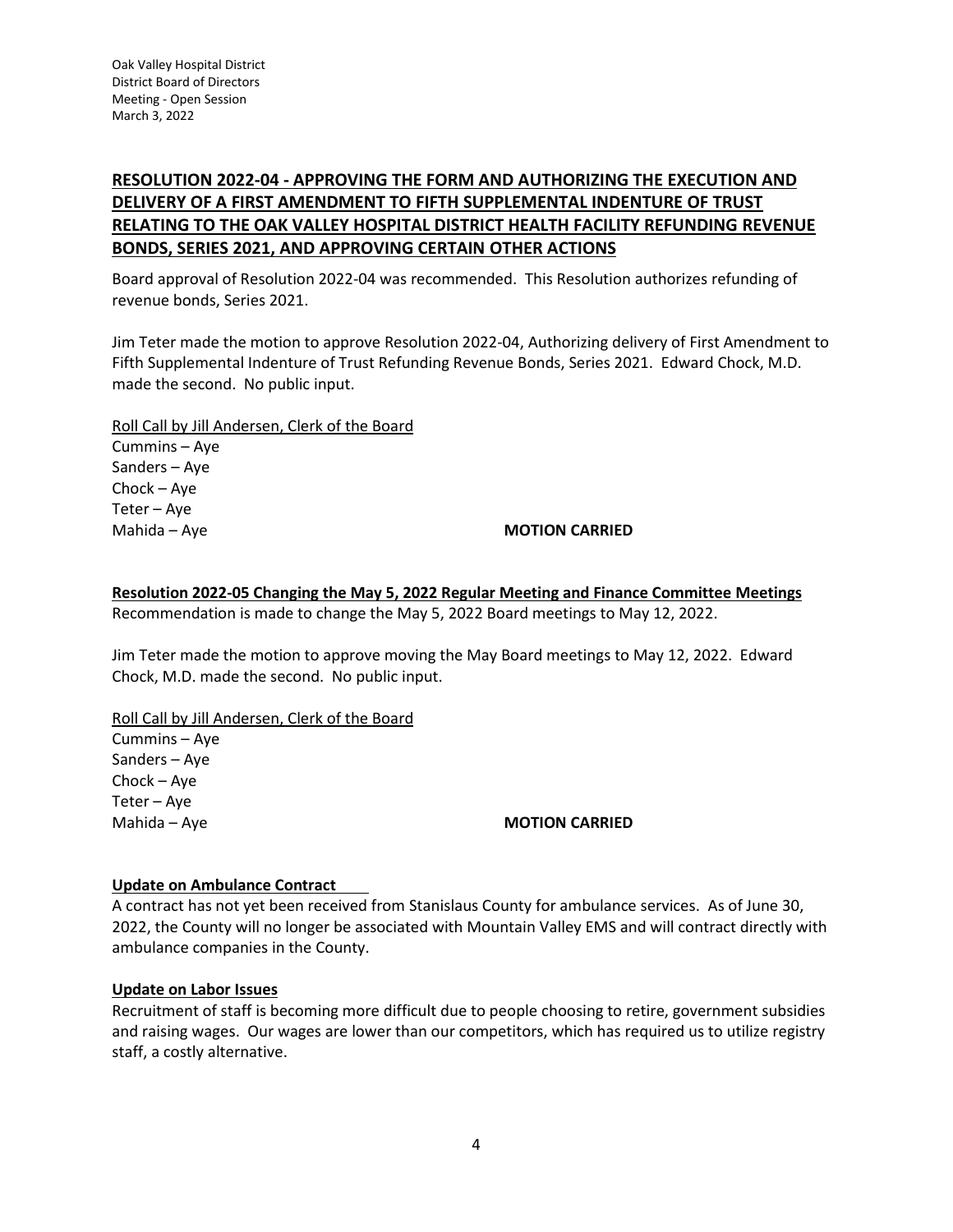**RESOLUTION 2022-04 - APPROVING THE FORM AND AUTHORIZING THE EXECUTION AND DELIVERY OF A FIRST AMENDMENT TO FIFTH SUPPLEMENTAL INDENTURE OF TRUST RELATING TO THE OAK VALLEY HOSPITAL DISTRICT HEALTH FACILITY REFUNDING REVENUE BONDS, SERIES 2021, AND APPROVING CERTAIN OTHER ACTIONS**

Board approval of Resolution 2022-04 was recommended. This Resolution authorizes refunding of revenue bonds, Series 2021.

Jim Teter made the motion to approve Resolution 2022-04, Authorizing delivery of First Amendment to Fifth Supplemental Indenture of Trust Refunding Revenue Bonds, Series 2021. Edward Chock, M.D. made the second. No public input.

Roll Call by Jill Andersen, Clerk of the Board
Cummins – Aye
Sanders – Aye
Chock – Aye
Teter – Aye
Mahida – Aye **MOTION CARRIED**

**Resolution 2022-05 Changing the May 5, 2022 Regular Meeting and Finance Committee Meetings**
Recommendation is made to change the May 5, 2022 Board meetings to May 12, 2022.

Jim Teter made the motion to approve moving the May Board meetings to May 12, 2022. Edward Chock, M.D. made the second. No public input.

Roll Call by Jill Andersen, Clerk of the Board
Cummins – Aye
Sanders – Aye
Chock – Aye
Teter – Aye
Mahida – Aye **MOTION CARRIED**

**Update on Ambulance Contract**
A contract has not yet been received from Stanislaus County for ambulance services. As of June 30, 2022, the County will no longer be associated with Mountain Valley EMS and will contract directly with ambulance companies in the County.

**Update on Labor Issues**
Recruitment of staff is becoming more difficult due to people choosing to retire, government subsidies and raising wages. Our wages are lower than our competitors, which has required us to utilize registry staff, a costly alternative.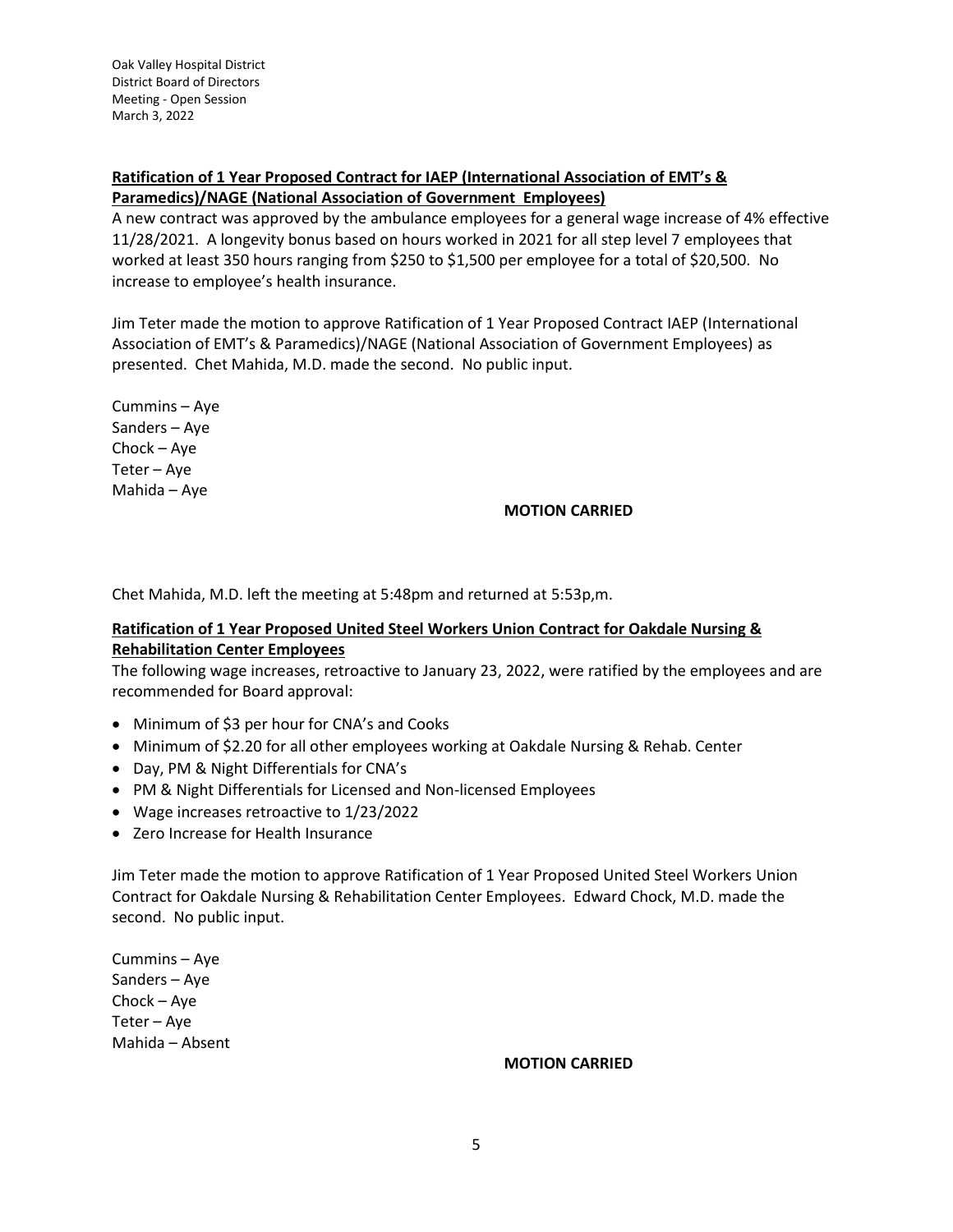**Ratification of 1 Year Proposed Contract for IAEP (International Association of EMT's & Paramedics)/NAGE (National Association of Government Employees)**

A new contract was approved by the ambulance employees for a general wage increase of 4% effective 11/28/2021. A longevity bonus based on hours worked in 2021 for all step level 7 employees that worked at least 350 hours ranging from $250 to $1,500 per employee for a total of $20,500. No increase to employee's health insurance.

Jim Teter made the motion to approve Ratification of 1 Year Proposed Contract IAEP (International Association of EMT's & Paramedics)/NAGE (National Association of Government Employees) as presented. Chet Mahida, M.D. made the second. No public input.

Cummins – Aye
Sanders – Aye
Chock – Aye
Teter – Aye
Mahida – Aye

**MOTION CARRIED**

Chet Mahida, M.D. left the meeting at 5:48pm and returned at 5:53p,m.

**Ratification of 1 Year Proposed United Steel Workers Union Contract for Oakdale Nursing & Rehabilitation Center Employees**

The following wage increases, retroactive to January 23, 2022, were ratified by the employees and are recommended for Board approval:

- Minimum of $3 per hour for CNA's and Cooks
- Minimum of $2.20 for all other employees working at Oakdale Nursing & Rehab. Center
- Day, PM & Night Differentials for CNA's
- PM & Night Differentials for Licensed and Non-licensed Employees
- Wage increases retroactive to 1/23/2022
- Zero Increase for Health Insurance

Jim Teter made the motion to approve Ratification of 1 Year Proposed United Steel Workers Union Contract for Oakdale Nursing & Rehabilitation Center Employees. Edward Chock, M.D. made the second. No public input.

Cummins – Aye
Sanders – Aye
Chock – Aye
Teter – Aye
Mahida – Absent

**MOTION CARRIED**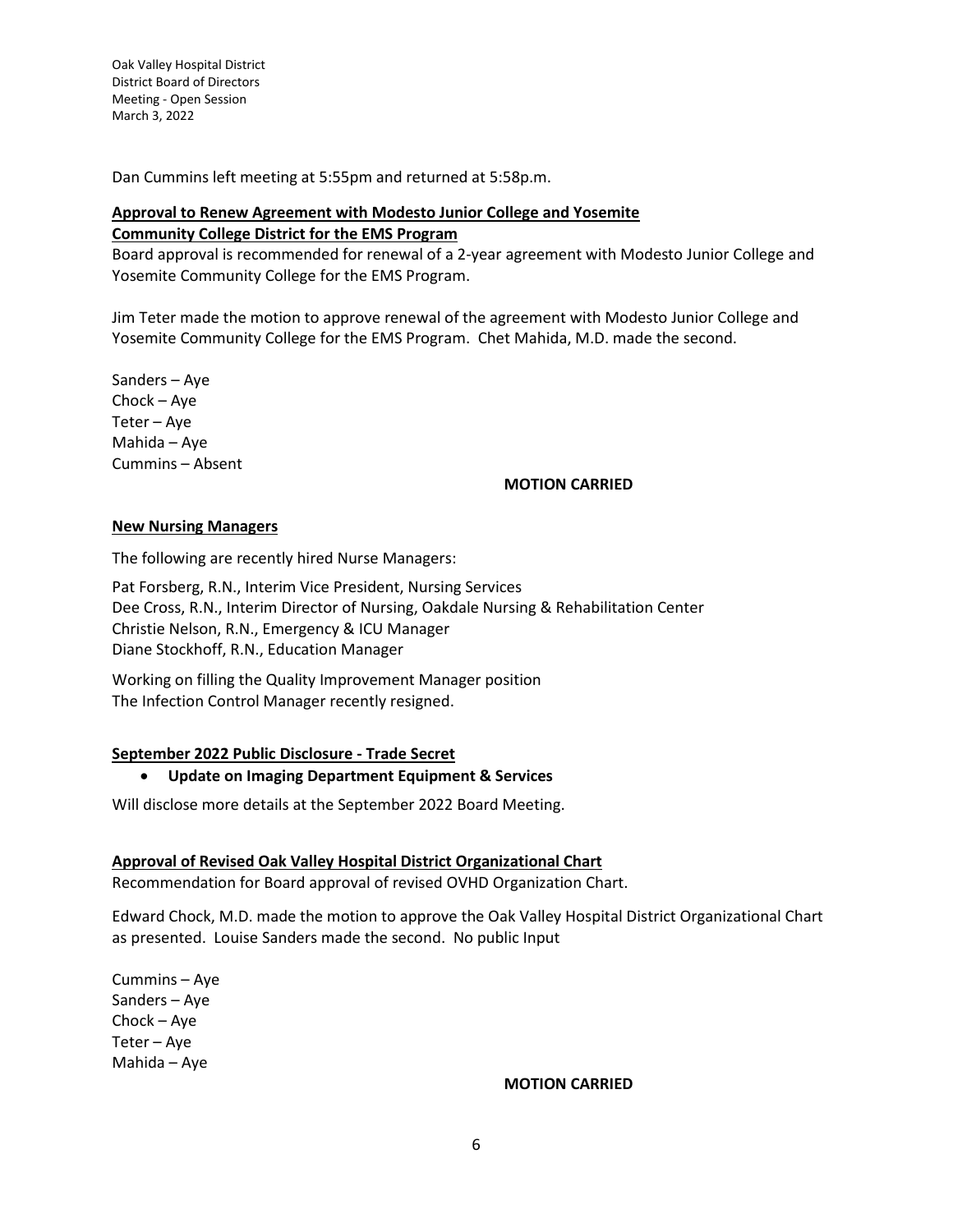Dan Cummins left meeting at 5:55pm and returned at 5:58p.m.

**Approval to Renew Agreement with Modesto Junior College and Yosemite Community College District for the EMS Program**

Board approval is recommended for renewal of a 2-year agreement with Modesto Junior College and Yosemite Community College for the EMS Program.

Jim Teter made the motion to approve renewal of the agreement with Modesto Junior College and Yosemite Community College for the EMS Program. Chet Mahida, M.D. made the second.

Sanders – Aye
Chock – Aye
Teter – Aye
Mahida – Aye
Cummins – Absent

**MOTION CARRIED**

**New Nursing Managers**

The following are recently hired Nurse Managers:

Pat Forsberg, R.N., Interim Vice President, Nursing Services
Dee Cross, R.N., Interim Director of Nursing, Oakdale Nursing & Rehabilitation Center
Christie Nelson, R.N., Emergency & ICU Manager
Diane Stockhoff, R.N., Education Manager

Working on filling the Quality Improvement Manager position
The Infection Control Manager recently resigned.

**September 2022 Public Disclosure - Trade Secret**

- **Update on Imaging Department Equipment & Services**

Will disclose more details at the September 2022 Board Meeting.

**Approval of Revised Oak Valley Hospital District Organizational Chart**

Recommendation for Board approval of revised OVHD Organization Chart.

Edward Chock, M.D. made the motion to approve the Oak Valley Hospital District Organizational Chart as presented. Louise Sanders made the second. No public Input

Cummins – Aye
Sanders – Aye
Chock – Aye
Teter – Aye
Mahida – Aye

**MOTION CARRIED**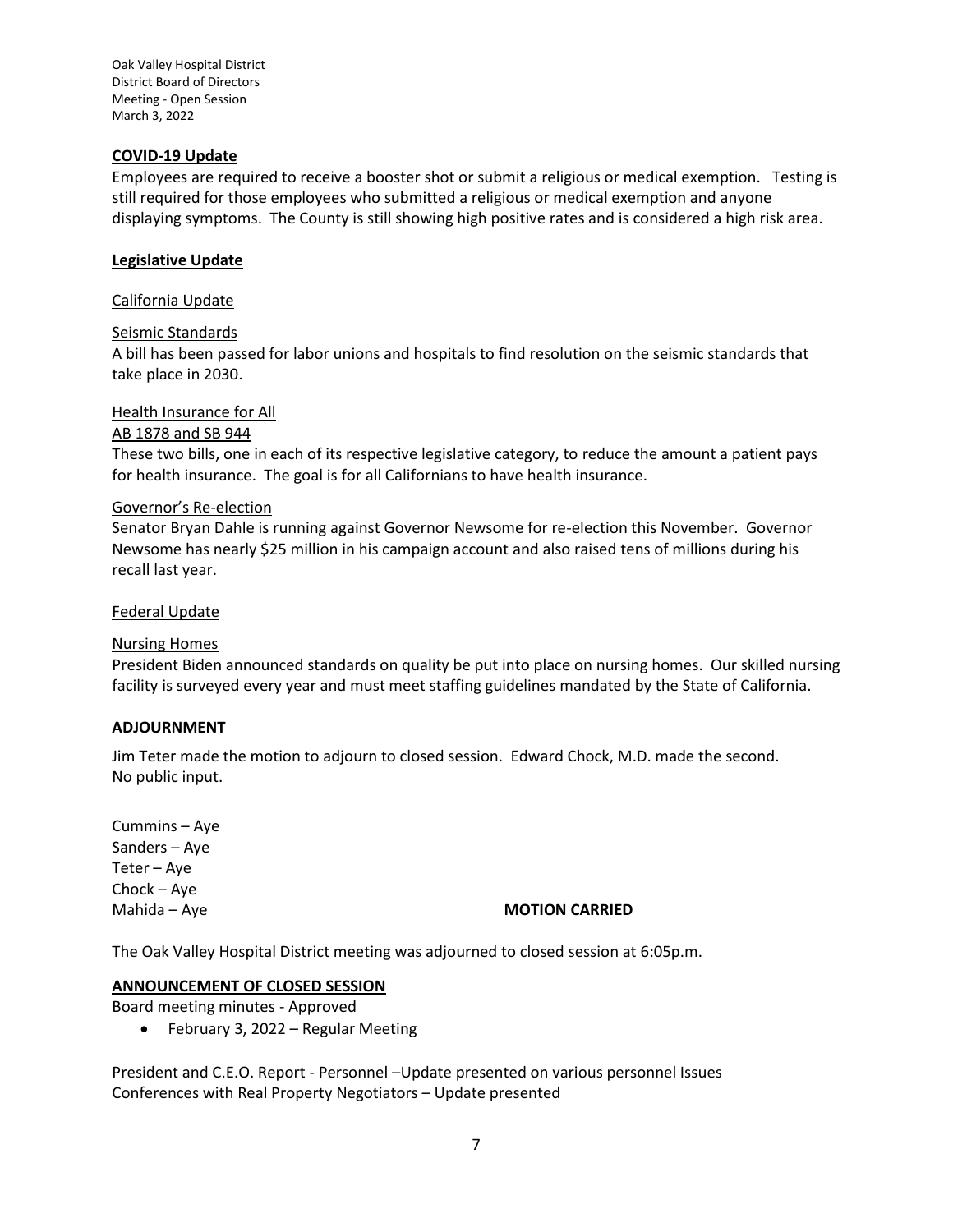**COVID-19 Update**

Employees are required to receive a booster shot or submit a religious or medical exemption. Testing is still required for those employees who submitted a religious or medical exemption and anyone displaying symptoms. The County is still showing high positive rates and is considered a high risk area.

**Legislative Update**

California Update

Seismic Standards

A bill has been passed for labor unions and hospitals to find resolution on the seismic standards that take place in 2030.

Health Insurance for All

AB 1878 and SB 944

These two bills, one in each of its respective legislative category, to reduce the amount a patient pays for health insurance. The goal is for all Californians to have health insurance.

Governor's Re-election

Senator Bryan Dahle is running against Governor Newsome for re-election this November. Governor Newsome has nearly $25 million in his campaign account and also raised tens of millions during his recall last year.

Federal Update

Nursing Homes

President Biden announced standards on quality be put into place on nursing homes. Our skilled nursing facility is surveyed every year and must meet staffing guidelines mandated by the State of California.

**ADJOURNMENT**

Jim Teter made the motion to adjourn to closed session. Edward Chock, M.D. made the second.
No public input.

Cummins – Aye
Sanders – Aye
Teter – Aye
Chock – Aye
Mahida – Aye **MOTION CARRIED**

The Oak Valley Hospital District meeting was adjourned to closed session at 6:05p.m.

**ANNOUNCEMENT OF CLOSED SESSION**

Board meeting minutes - Approved

- February 3, 2022 – Regular Meeting

President and C.E.O. Report - Personnel –Update presented on various personnel Issues
Conferences with Real Property Negotiators – Update presented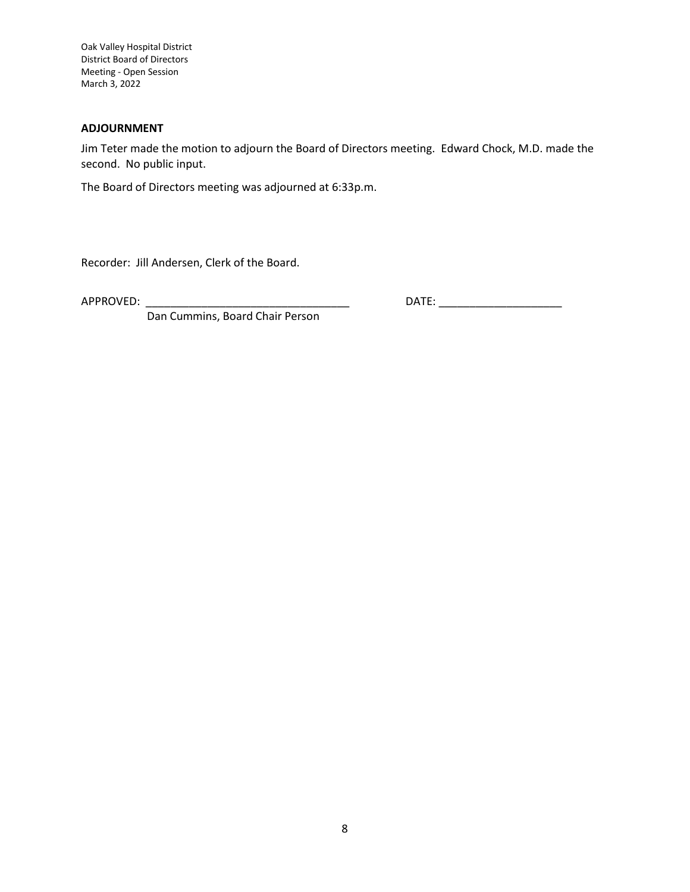## ADJOURNMENT

Jim Teter made the motion to adjourn the Board of Directors meeting. Edward Chock, M.D. made the second. No public input.

The Board of Directors meeting was adjourned at 6:33p.m.

Recorder: Jill Andersen, Clerk of the Board.

APPROVED: ________________________________ DATE: ____________________

Dan Cummins, Board Chair Person